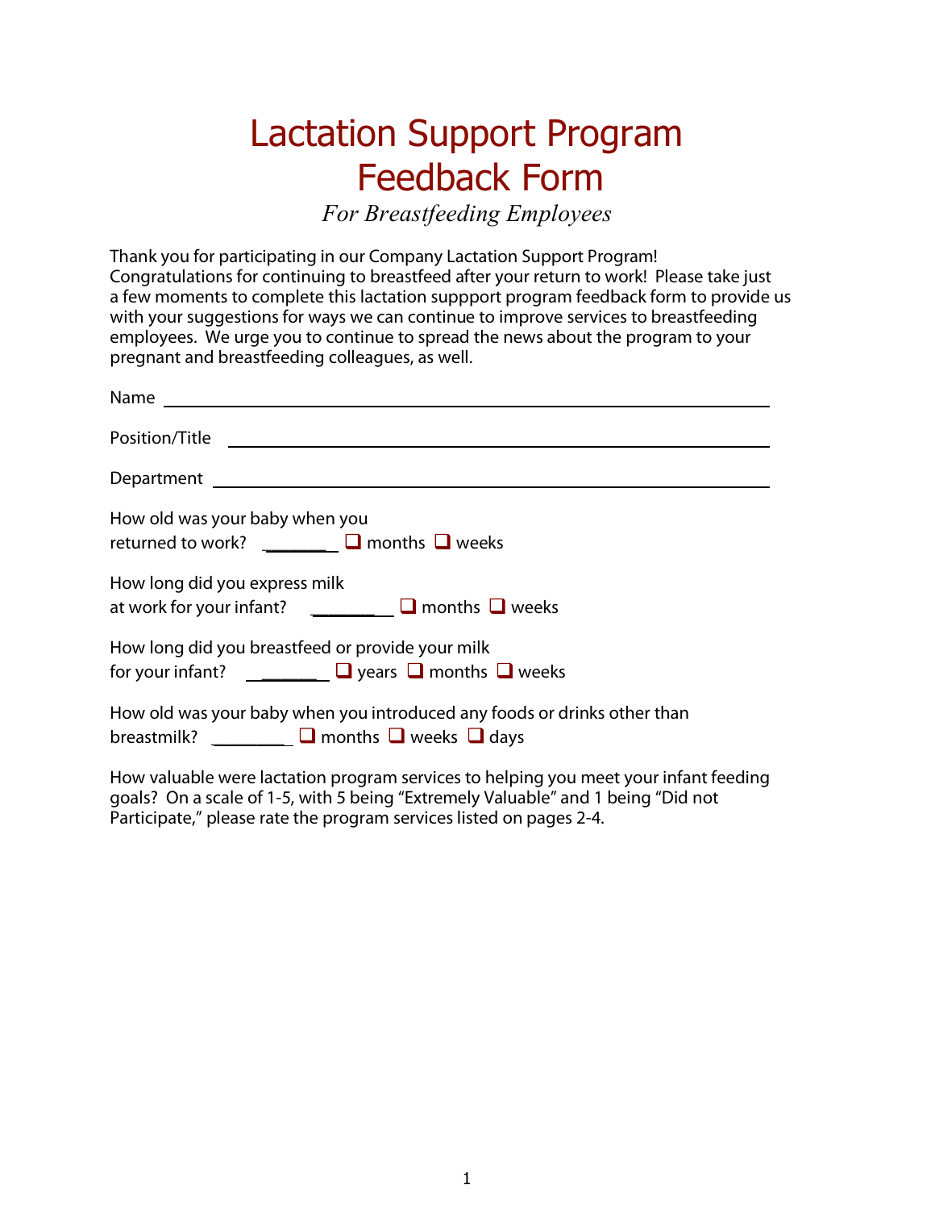# Lactation Support Program Feedback Form

*For Breastfeeding Employees*

Thank you for participating in our Company Lactation Support Program! Congratulations for continuing to breastfeed after your return to work! Please take just a few moments to complete this lactation suppport program feedback form to provide us with your suggestions for ways we can continue to improve services to breastfeeding employees. We urge you to continue to spread the news about the program to your pregnant and breastfeeding colleagues, as well.

Name ______________________________________________

Position/Title ______________________________________________

Department ______________________________________________

How old was your baby when you returned to work? ________ ❑ months ❑ weeks

How long did you express milk at work for your infant? ________ ❑ months ❑ weeks

How long did you breastfeed or provide your milk for your infant? ________ ❑ years ❑ months ❑ weeks

How old was your baby when you introduced any foods or drinks other than breastmilk? ________ ❑ months ❑ weeks ❑ days

How valuable were lactation program services to helping you meet your infant feeding goals? On a scale of 1-5, with 5 being "Extremely Valuable" and 1 being "Did not Participate," please rate the program services listed on pages 2-4.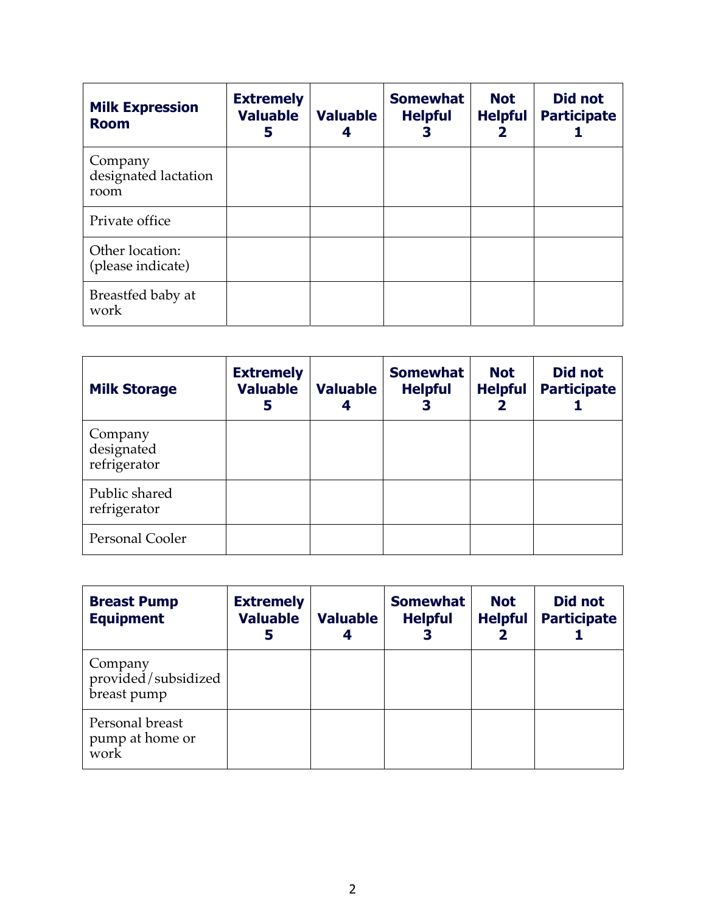| **Milk Expression Room** | **Extremely Valuable 5** | **Valuable 4** | **Somewhat Helpful 3** | **Not Helpful 2** | **Did not Participate 1** |
|---|---|---|---|---|---|
| Company designated lactation room | | | | | |
| Private office | | | | | |
| Other location: (please indicate) | | | | | |
| Breastfed baby at work | | | | | |

| **Milk Storage** | **Extremely Valuable 5** | **Valuable 4** | **Somewhat Helpful 3** | **Not Helpful 2** | **Did not Participate 1** |
|---|---|---|---|---|---|
| Company designated refrigerator | | | | | |
| Public shared refrigerator | | | | | |
| Personal Cooler | | | | | |

| **Breast Pump Equipment** | **Extremely Valuable 5** | **Valuable 4** | **Somewhat Helpful 3** | **Not Helpful 2** | **Did not Participate 1** |
|---|---|---|---|---|---|
| Company provided/subsidized breast pump | | | | | |
| Personal breast pump at home or work | | | | | |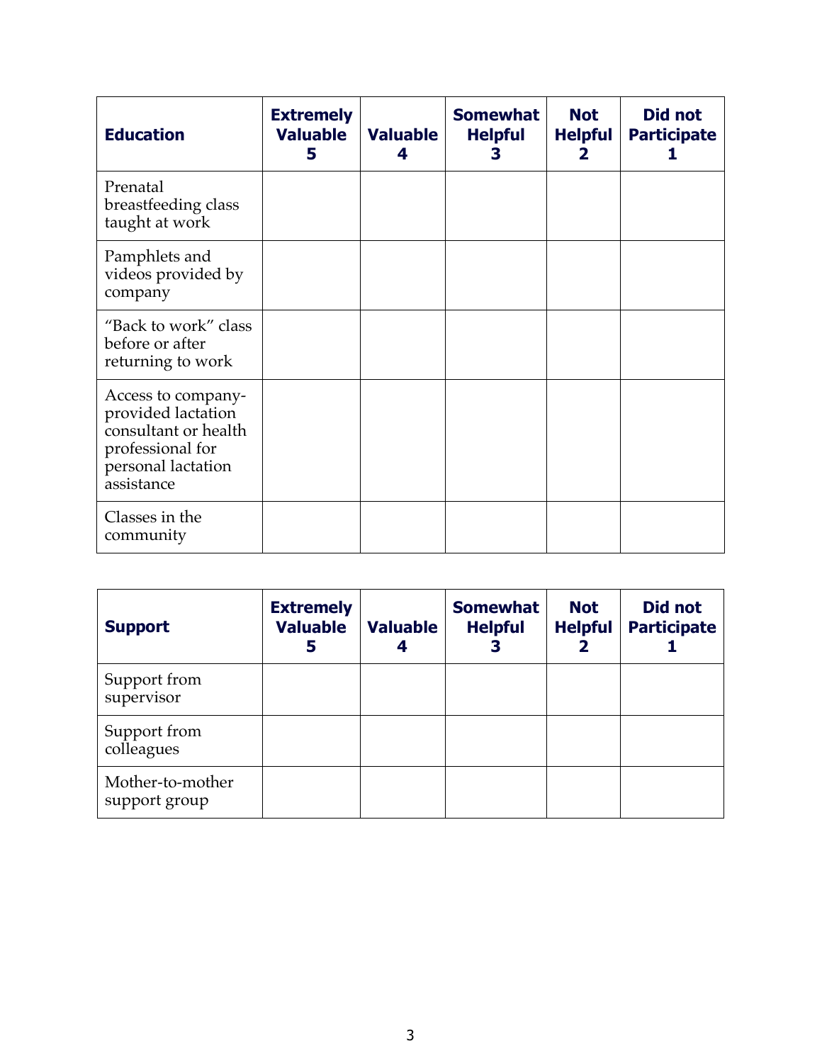| Education | Extremely Valuable 5 | Valuable 4 | Somewhat Helpful 3 | Not Helpful 2 | Did not Participate 1 |
|---|---|---|---|---|---|
| Prenatal breastfeeding class taught at work | | | | | |
| Pamphlets and videos provided by company | | | | | |
| "Back to work" class before or after returning to work | | | | | |
| Access to company-provided lactation consultant or health professional for personal lactation assistance | | | | | |
| Classes in the community | | | | | |

| Support | Extremely Valuable 5 | Valuable 4 | Somewhat Helpful 3 | Not Helpful 2 | Did not Participate 1 |
|---|---|---|---|---|---|
| Support from supervisor | | | | | |
| Support from colleagues | | | | | |
| Mother-to-mother support group | | | | | |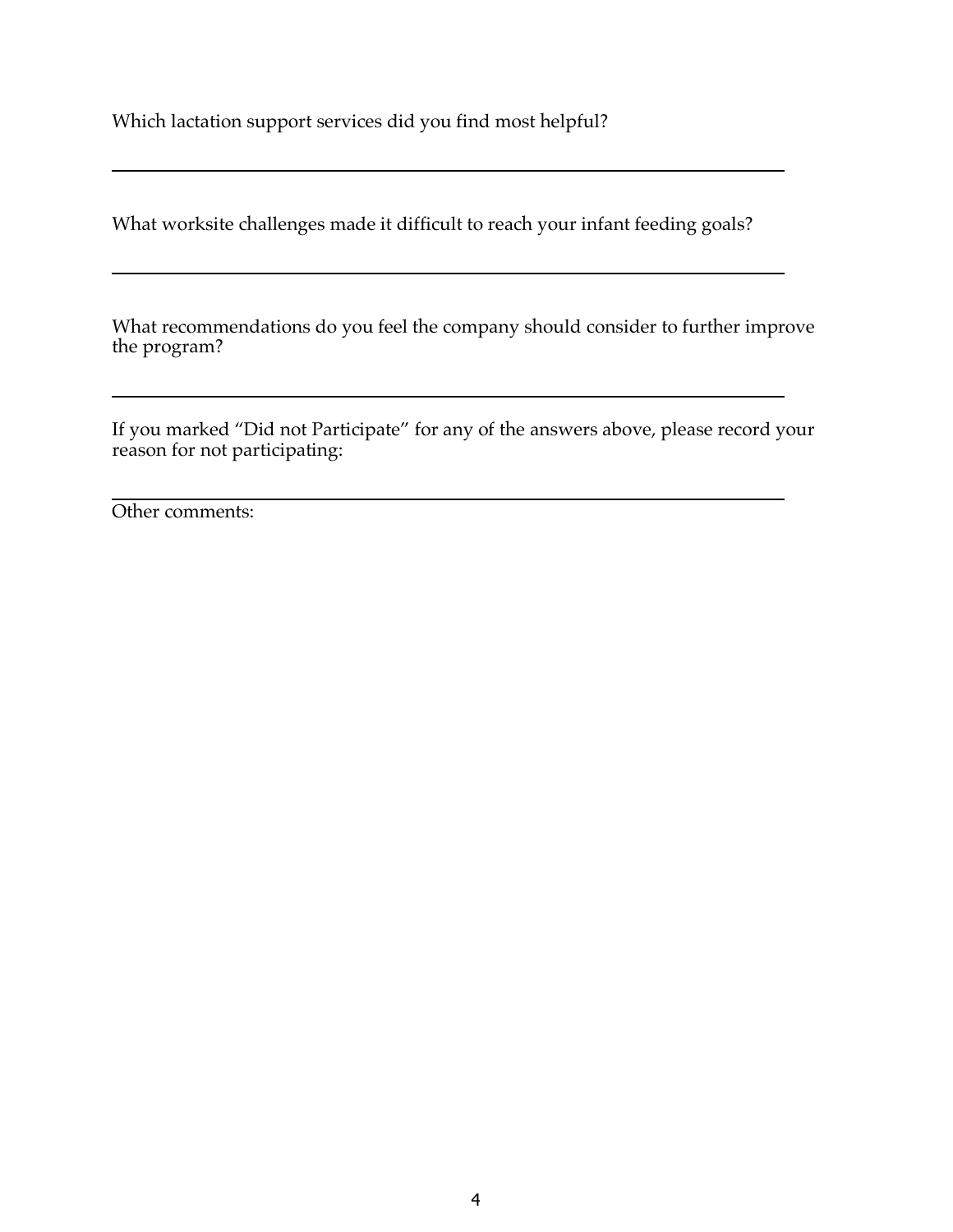Which lactation support services did you find most helpful?

\_\_\_\_\_\_\_\_\_\_\_\_\_\_\_\_\_\_\_\_\_\_\_\_\_\_\_\_\_\_\_\_\_\_\_\_\_\_\_\_\_\_\_\_\_\_\_\_\_\_\_\_\_\_\_\_\_\_\_\_

What worksite challenges made it difficult to reach your infant feeding goals?

\_\_\_\_\_\_\_\_\_\_\_\_\_\_\_\_\_\_\_\_\_\_\_\_\_\_\_\_\_\_\_\_\_\_\_\_\_\_\_\_\_\_\_\_\_\_\_\_\_\_\_\_\_\_\_\_\_\_\_\_

What recommendations do you feel the company should consider to further improve the program?

\_\_\_\_\_\_\_\_\_\_\_\_\_\_\_\_\_\_\_\_\_\_\_\_\_\_\_\_\_\_\_\_\_\_\_\_\_\_\_\_\_\_\_\_\_\_\_\_\_\_\_\_\_\_\_\_\_\_\_\_

If you marked "Did not Participate" for any of the answers above, please record your reason for not participating:

\_\_\_\_\_\_\_\_\_\_\_\_\_\_\_\_\_\_\_\_\_\_\_\_\_\_\_\_\_\_\_\_\_\_\_\_\_\_\_\_\_\_\_\_\_\_\_\_\_\_\_\_\_\_\_\_\_\_\_\_

Other comments: